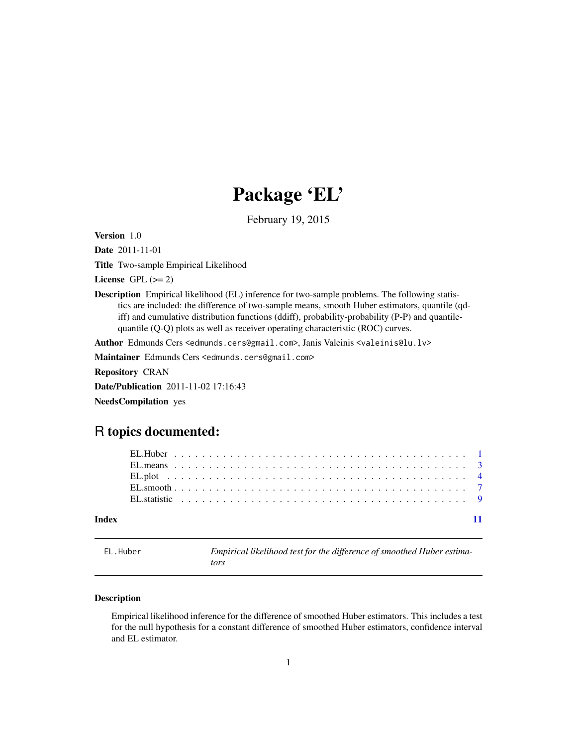# Package 'EL'

February 19, 2015

**Version** 1.0

**Date** 2011-11-01

**Title** Two-sample Empirical Likelihood

**License** GPL (>= 2)

**Description** Empirical likelihood (EL) inference for two-sample problems. The following statistics are included: the difference of two-sample means, smooth Huber estimators, quantile (qdiff) and cumulative distribution functions (ddiff), probability-probability (P-P) and quantile-quantile (Q-Q) plots as well as receiver operating characteristic (ROC) curves.

**Author** Edmunds Cers <edmunds.cers@gmail.com>, Janis Valeinis <valeinis@lu.lv>

**Maintainer** Edmunds Cers <edmunds.cers@gmail.com>

**Repository** CRAN

**Date/Publication** 2011-11-02 17:16:43

**NeedsCompilation** yes

## R topics documented:

| | |
|---|---|
| EL.Huber | 1 |
| EL.means | 3 |
| EL.plot | 4 |
| EL.smooth | 7 |
| EL.statistic | 9 |
| **Index** | **11** |

---

`EL.Huber` — *Empirical likelihood test for the difference of smoothed Huber estimators*

---

### Description

Empirical likelihood inference for the difference of smoothed Huber estimators. This includes a test for the null hypothesis for a constant difference of smoothed Huber estimators, confidence interval and EL estimator.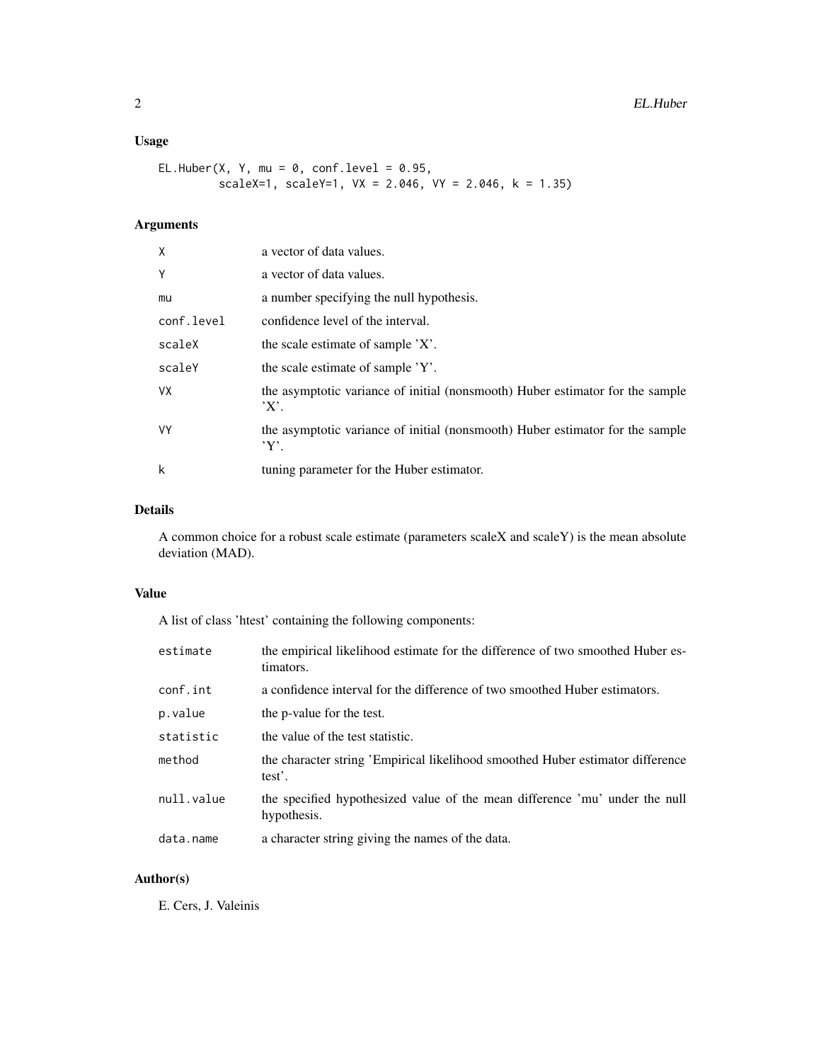## Usage

```
EL.Huber(X, Y, mu = 0, conf.level = 0.95,
         scaleX=1, scaleY=1, VX = 2.046, VY = 2.046, k = 1.35)
```

## Arguments

| | |
|---|---|
| X | a vector of data values. |
| Y | a vector of data values. |
| mu | a number specifying the null hypothesis. |
| conf.level | confidence level of the interval. |
| scaleX | the scale estimate of sample 'X'. |
| scaleY | the scale estimate of sample 'Y'. |
| VX | the asymptotic variance of initial (nonsmooth) Huber estimator for the sample 'X'. |
| VY | the asymptotic variance of initial (nonsmooth) Huber estimator for the sample 'Y'. |
| k | tuning parameter for the Huber estimator. |

## Details

A common choice for a robust scale estimate (parameters scaleX and scaleY) is the mean absolute deviation (MAD).

## Value

A list of class 'htest' containing the following components:

| | |
|---|---|
| estimate | the empirical likelihood estimate for the difference of two smoothed Huber estimators. |
| conf.int | a confidence interval for the difference of two smoothed Huber estimators. |
| p.value | the p-value for the test. |
| statistic | the value of the test statistic. |
| method | the character string 'Empirical likelihood smoothed Huber estimator difference test'. |
| null.value | the specified hypothesized value of the mean difference 'mu' under the null hypothesis. |
| data.name | a character string giving the names of the data. |

## Author(s)

E. Cers, J. Valeinis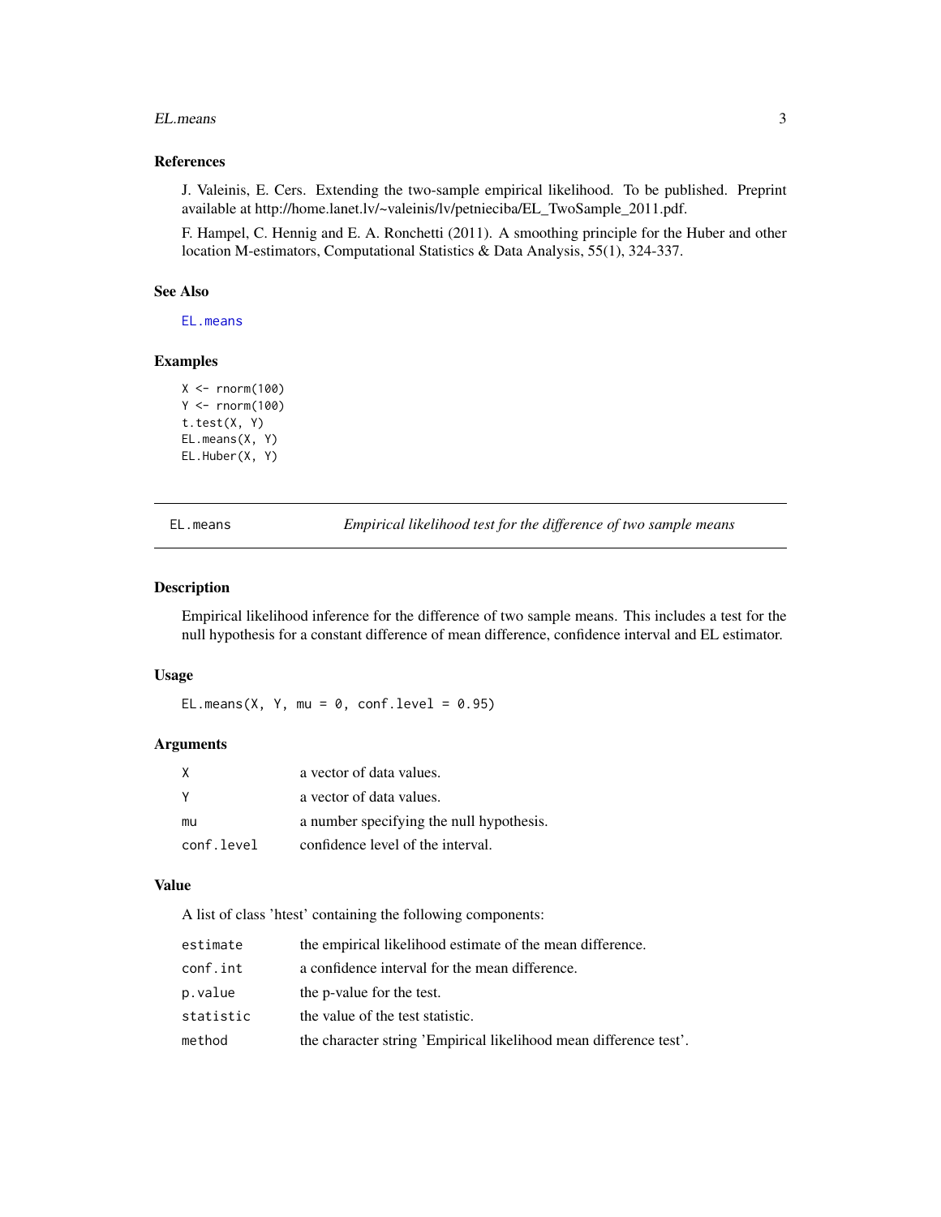### References

J. Valeinis, E. Cers. Extending the two-sample empirical likelihood. To be published. Preprint available at http://home.lanet.lv/~valeinis/lv/petnieciba/EL_TwoSample_2011.pdf.

F. Hampel, C. Hennig and E. A. Ronchetti (2011). A smoothing principle for the Huber and other location M-estimators, Computational Statistics & Data Analysis, 55(1), 324-337.

### See Also

`EL.means`

### Examples

```
X <- rnorm(100)
Y <- rnorm(100)
t.test(X, Y)
EL.means(X, Y)
EL.Huber(X, Y)
```

---

## EL.means — *Empirical likelihood test for the difference of two sample means*

### Description

Empirical likelihood inference for the difference of two sample means. This includes a test for the null hypothesis for a constant difference of mean difference, confidence interval and EL estimator.

### Usage

```
EL.means(X, Y, mu = 0, conf.level = 0.95)
```

### Arguments

| | |
|---|---|
| `X` | a vector of data values. |
| `Y` | a vector of data values. |
| `mu` | a number specifying the null hypothesis. |
| `conf.level` | confidence level of the interval. |

### Value

A list of class 'htest' containing the following components:

| | |
|---|---|
| `estimate` | the empirical likelihood estimate of the mean difference. |
| `conf.int` | a confidence interval for the mean difference. |
| `p.value` | the p-value for the test. |
| `statistic` | the value of the test statistic. |
| `method` | the character string 'Empirical likelihood mean difference test'. |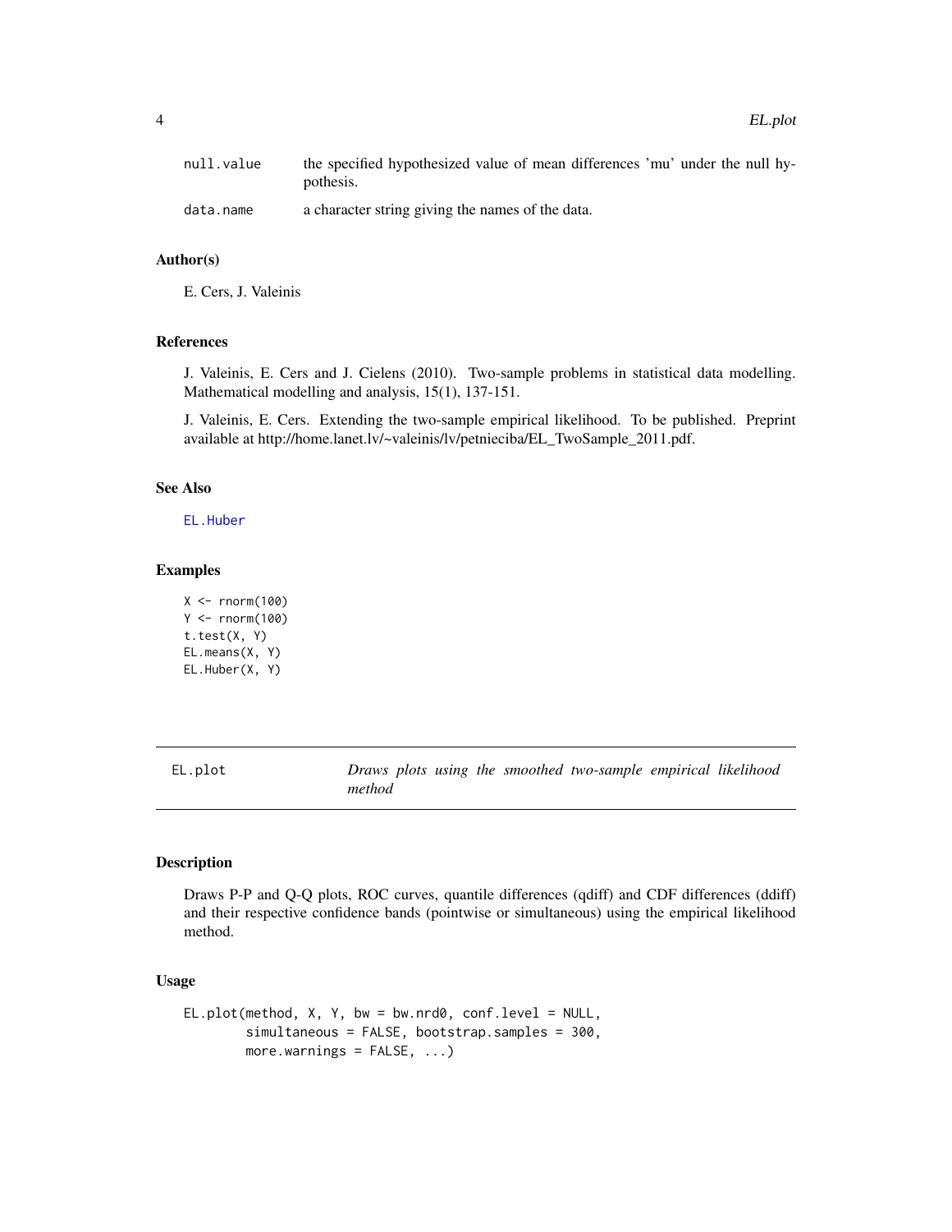| | |
|---|---|
| null.value | the specified hypothesized value of mean differences 'mu' under the null hypothesis. |
| data.name | a character string giving the names of the data. |

### Author(s)

E. Cers, J. Valeinis

### References

J. Valeinis, E. Cers and J. Cielens (2010). Two-sample problems in statistical data modelling. Mathematical modelling and analysis, 15(1), 137-151.

J. Valeinis, E. Cers. Extending the two-sample empirical likelihood. To be published. Preprint available at http://home.lanet.lv/~valeinis/lv/petnieciba/EL_TwoSample_2011.pdf.

### See Also

EL.Huber

### Examples

```
X <- rnorm(100)
Y <- rnorm(100)
t.test(X, Y)
EL.means(X, Y)
EL.Huber(X, Y)
```

---

## EL.plot — *Draws plots using the smoothed two-sample empirical likelihood method*

---

### Description

Draws P-P and Q-Q plots, ROC curves, quantile differences (qdiff) and CDF differences (ddiff) and their respective confidence bands (pointwise or simultaneous) using the empirical likelihood method.

### Usage

```
EL.plot(method, X, Y, bw = bw.nrd0, conf.level = NULL,
        simultaneous = FALSE, bootstrap.samples = 300,
        more.warnings = FALSE, ...)
```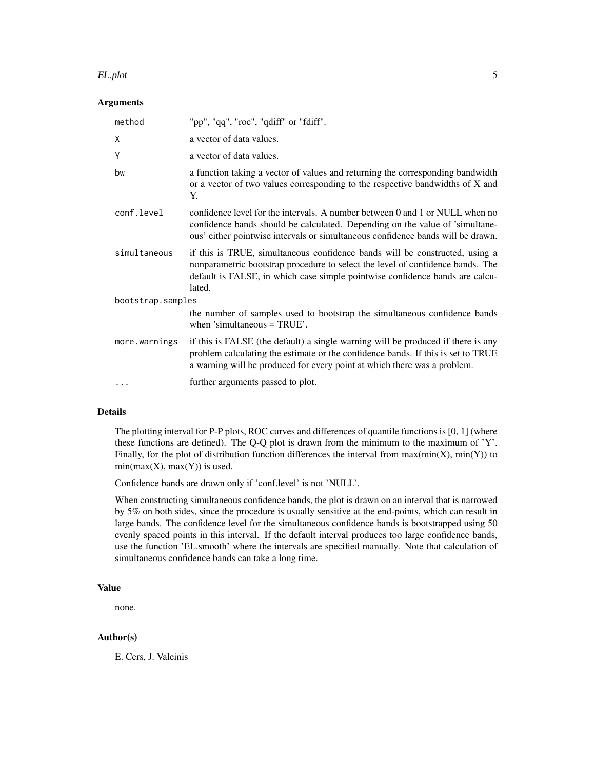### Arguments

| Argument | Description |
| --- | --- |
| `method` | "pp", "qq", "roc", "qdiff" or "fdiff". |
| `X` | a vector of data values. |
| `Y` | a vector of data values. |
| `bw` | a function taking a vector of values and returning the corresponding bandwidth or a vector of two values corresponding to the respective bandwidths of X and Y. |
| `conf.level` | confidence level for the intervals. A number between 0 and 1 or NULL when no confidence bands should be calculated. Depending on the value of 'simultaneous' either pointwise intervals or simultaneous confidence bands will be drawn. |
| `simultaneous` | if this is TRUE, simultaneous confidence bands will be constructed, using a nonparametric bootstrap procedure to select the level of confidence bands. The default is FALSE, in which case simple pointwise confidence bands are calculated. |
| `bootstrap.samples` | the number of samples used to bootstrap the simultaneous confidence bands when 'simultaneous = TRUE'. |
| `more.warnings` | if this is FALSE (the default) a single warning will be produced if there is any problem calculating the estimate or the confidence bands. If this is set to TRUE a warning will be produced for every point at which there was a problem. |
| `...` | further arguments passed to plot. |

### Details

The plotting interval for P-P plots, ROC curves and differences of quantile functions is [0, 1] (where these functions are defined). The Q-Q plot is drawn from the minimum to the maximum of 'Y'. Finally, for the plot of distribution function differences the interval from max(min(X), min(Y)) to min(max(X), max(Y)) is used.

Confidence bands are drawn only if 'conf.level' is not 'NULL'.

When constructing simultaneous confidence bands, the plot is drawn on an interval that is narrowed by 5% on both sides, since the procedure is usually sensitive at the end-points, which can result in large bands. The confidence level for the simultaneous confidence bands is bootstrapped using 50 evenly spaced points in this interval. If the default interval produces too large confidence bands, use the function 'EL.smooth' where the intervals are specified manually. Note that calculation of simultaneous confidence bands can take a long time.

### Value

none.

### Author(s)

E. Cers, J. Valeinis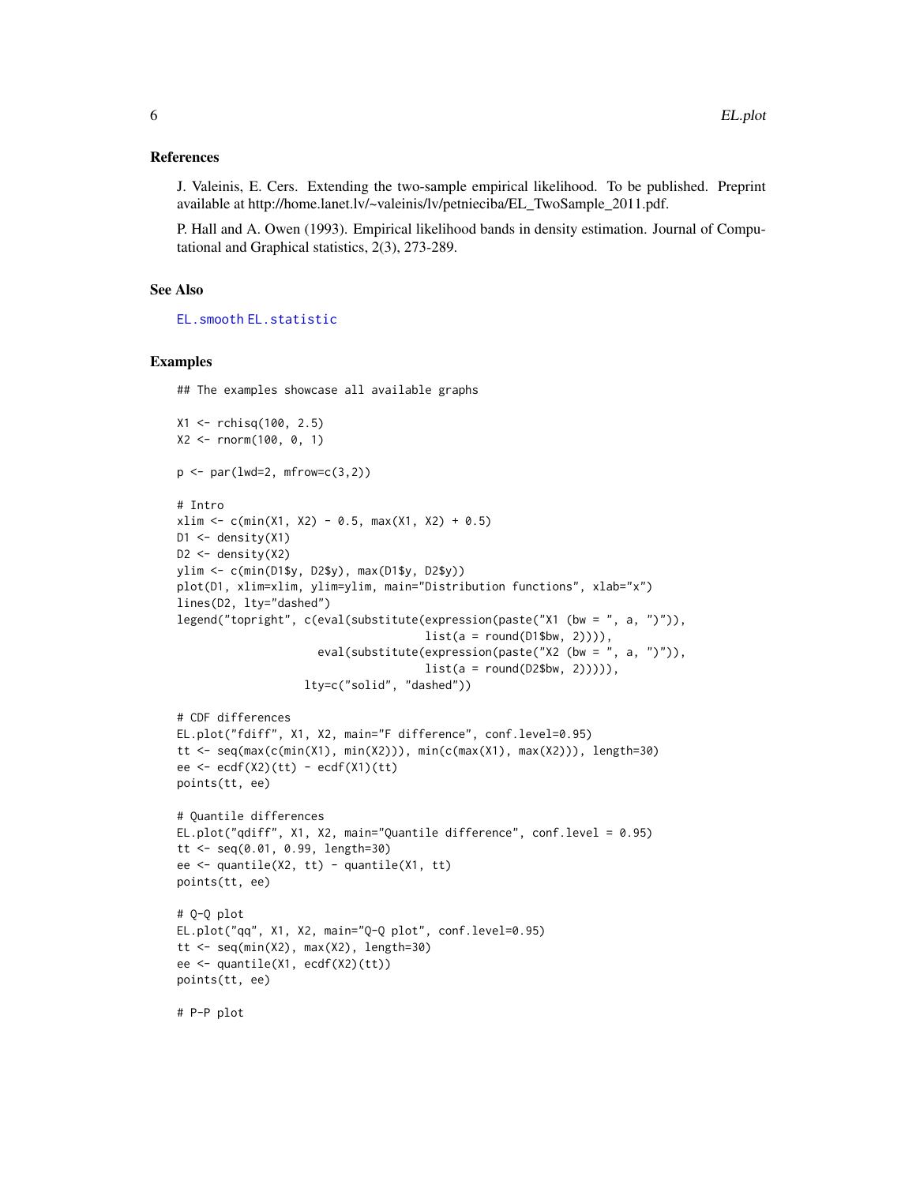### References

J. Valeinis, E. Cers. Extending the two-sample empirical likelihood. To be published. Preprint available at http://home.lanet.lv/~valeinis/lv/petnieciba/EL_TwoSample_2011.pdf.

P. Hall and A. Owen (1993). Empirical likelihood bands in density estimation. Journal of Computational and Graphical statistics, 2(3), 273-289.

### See Also

EL.smooth EL.statistic

### Examples

```
## The examples showcase all available graphs

X1 <- rchisq(100, 2.5)
X2 <- rnorm(100, 0, 1)

p <- par(lwd=2, mfrow=c(3,2))

# Intro
xlim <- c(min(X1, X2) - 0.5, max(X1, X2) + 0.5)
D1 <- density(X1)
D2 <- density(X2)
ylim <- c(min(D1$y, D2$y), max(D1$y, D2$y))
plot(D1, xlim=xlim, ylim=ylim, main="Distribution functions", xlab="x")
lines(D2, lty="dashed")
legend("topright", c(eval(substitute(expression(paste("X1 (bw = ", a, ")")),
                                     list(a = round(D1$bw, 2)))),
                     eval(substitute(expression(paste("X2 (bw = ", a, ")")),
                                     list(a = round(D2$bw, 2))))),
                   lty=c("solid", "dashed"))

# CDF differences
EL.plot("fdiff", X1, X2, main="F difference", conf.level=0.95)
tt <- seq(max(c(min(X1), min(X2))), min(c(max(X1), max(X2))), length=30)
ee <- ecdf(X2)(tt) - ecdf(X1)(tt)
points(tt, ee)

# Quantile differences
EL.plot("qdiff", X1, X2, main="Quantile difference", conf.level = 0.95)
tt <- seq(0.01, 0.99, length=30)
ee <- quantile(X2, tt) - quantile(X1, tt)
points(tt, ee)

# Q-Q plot
EL.plot("qq", X1, X2, main="Q-Q plot", conf.level=0.95)
tt <- seq(min(X2), max(X2), length=30)
ee <- quantile(X1, ecdf(X2)(tt))
points(tt, ee)

# P-P plot
```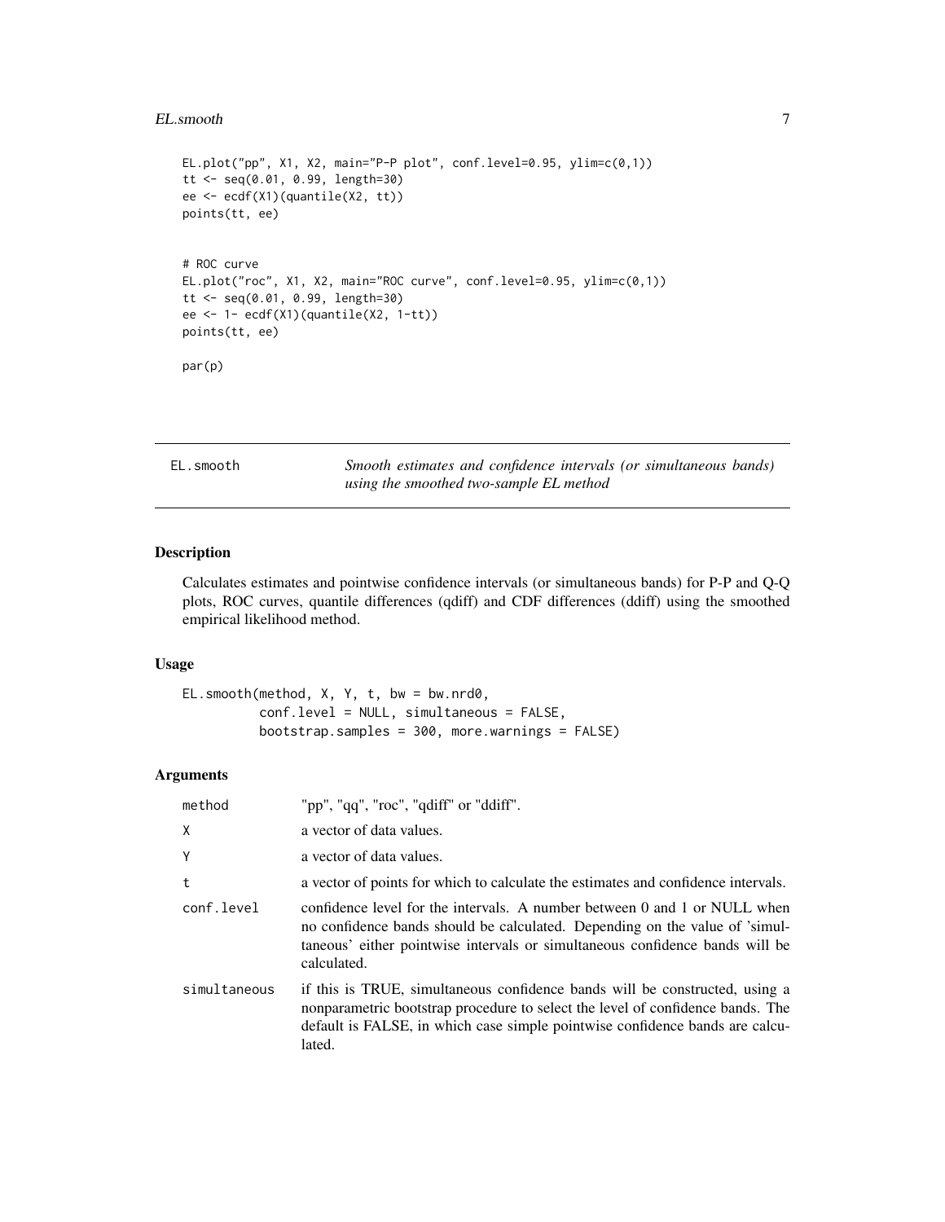```
EL.plot("pp", X1, X2, main="P-P plot", conf.level=0.95, ylim=c(0,1))
tt <- seq(0.01, 0.99, length=30)
ee <- ecdf(X1)(quantile(X2, tt))
points(tt, ee)


# ROC curve
EL.plot("roc", X1, X2, main="ROC curve", conf.level=0.95, ylim=c(0,1))
tt <- seq(0.01, 0.99, length=30)
ee <- 1- ecdf(X1)(quantile(X2, 1-tt))
points(tt, ee)

par(p)
```

---

## EL.smooth — *Smooth estimates and confidence intervals (or simultaneous bands) using the smoothed two-sample EL method*

---

### Description

Calculates estimates and pointwise confidence intervals (or simultaneous bands) for P-P and Q-Q plots, ROC curves, quantile differences (qdiff) and CDF differences (ddiff) using the smoothed empirical likelihood method.

### Usage

```
EL.smooth(method, X, Y, t, bw = bw.nrd0,
          conf.level = NULL, simultaneous = FALSE,
          bootstrap.samples = 300, more.warnings = FALSE)
```

### Arguments

| | |
|---|---|
| `method` | "pp", "qq", "roc", "qdiff" or "ddiff". |
| `X` | a vector of data values. |
| `Y` | a vector of data values. |
| `t` | a vector of points for which to calculate the estimates and confidence intervals. |
| `conf.level` | confidence level for the intervals. A number between 0 and 1 or NULL when no confidence bands should be calculated. Depending on the value of 'simultaneous' either pointwise intervals or simultaneous confidence bands will be calculated. |
| `simultaneous` | if this is TRUE, simultaneous confidence bands will be constructed, using a nonparametric bootstrap procedure to select the level of confidence bands. The default is FALSE, in which case simple pointwise confidence bands are calculated. |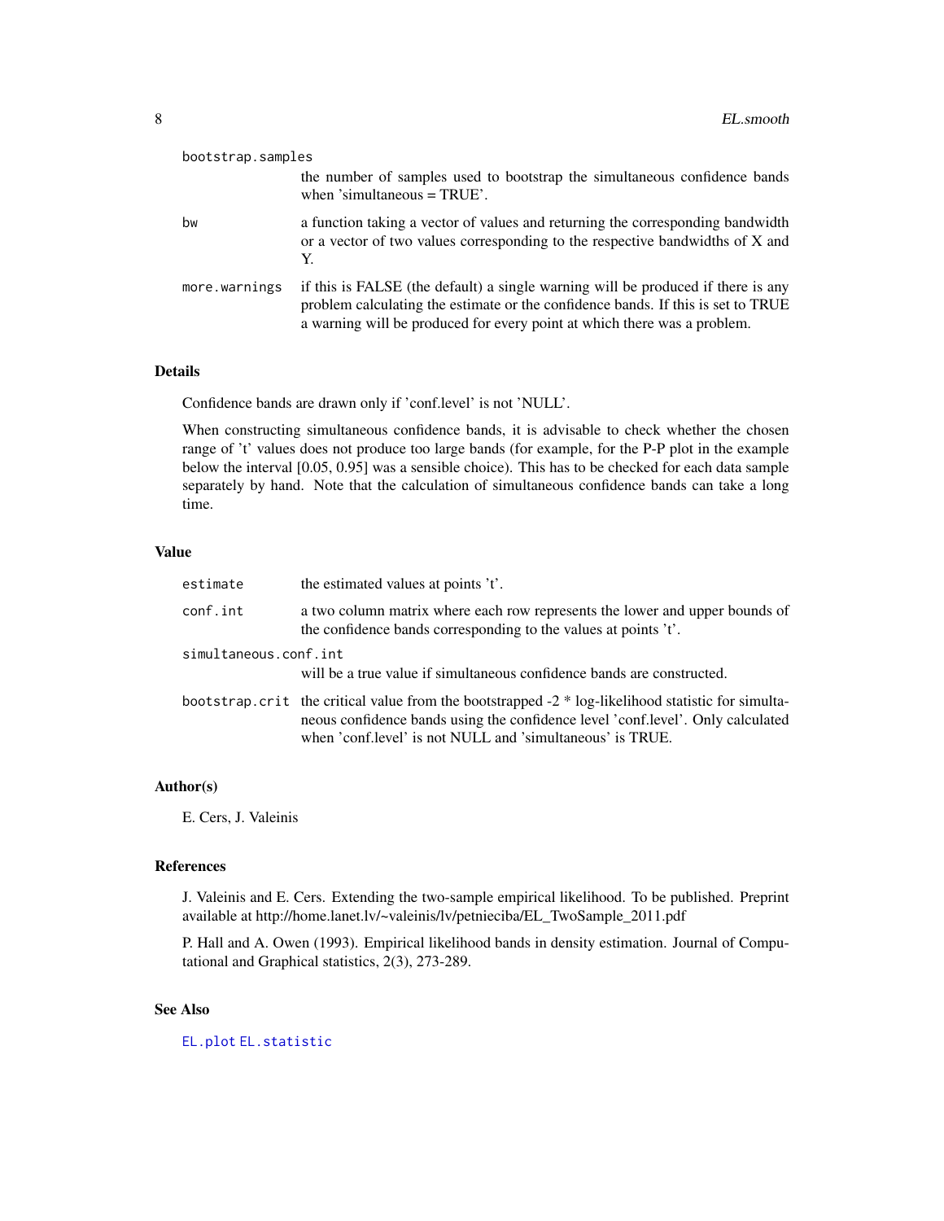bootstrap.samples
: the number of samples used to bootstrap the simultaneous confidence bands when 'simultaneous = TRUE'.

bw
: a function taking a vector of values and returning the corresponding bandwidth or a vector of two values corresponding to the respective bandwidths of X and Y.

more.warnings
: if this is FALSE (the default) a single warning will be produced if there is any problem calculating the estimate or the confidence bands. If this is set to TRUE a warning will be produced for every point at which there was a problem.

### Details

Confidence bands are drawn only if 'conf.level' is not 'NULL'.

When constructing simultaneous confidence bands, it is advisable to check whether the chosen range of 't' values does not produce too large bands (for example, for the P-P plot in the example below the interval [0.05, 0.95] was a sensible choice). This has to be checked for each data sample separately by hand. Note that the calculation of simultaneous confidence bands can take a long time.

### Value

estimate
: the estimated values at points 't'.

conf.int
: a two column matrix where each row represents the lower and upper bounds of the confidence bands corresponding to the values at points 't'.

simultaneous.conf.int
: will be a true value if simultaneous confidence bands are constructed.

bootstrap.crit
: the critical value from the bootstrapped -2 * log-likelihood statistic for simultaneous confidence bands using the confidence level 'conf.level'. Only calculated when 'conf.level' is not NULL and 'simultaneous' is TRUE.

### Author(s)

E. Cers, J. Valeinis

### References

J. Valeinis and E. Cers. Extending the two-sample empirical likelihood. To be published. Preprint available at http://home.lanet.lv/~valeinis/lv/petnieciba/EL_TwoSample_2011.pdf

P. Hall and A. Owen (1993). Empirical likelihood bands in density estimation. Journal of Computational and Graphical statistics, 2(3), 273-289.

### See Also

EL.plot EL.statistic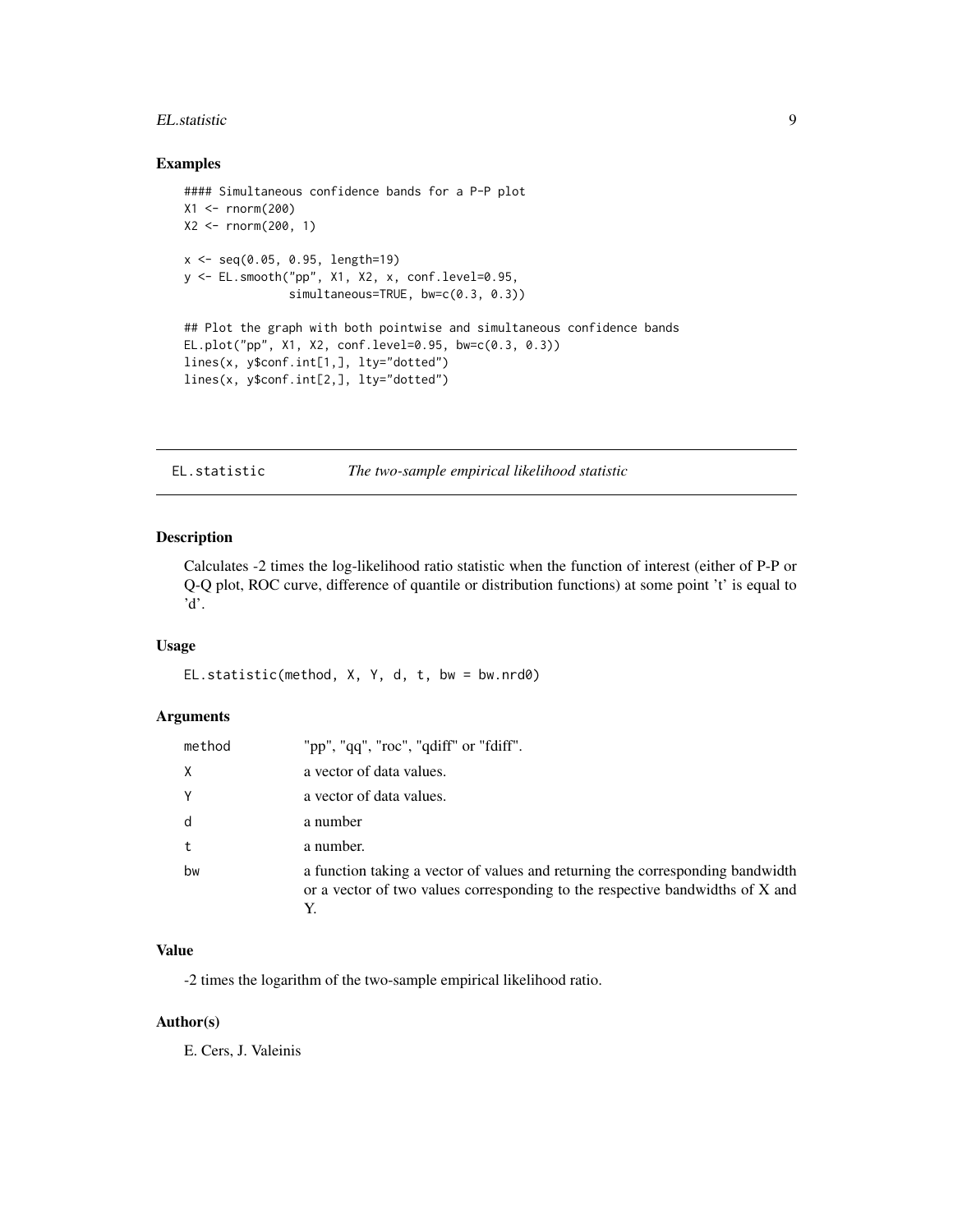### Examples

```
#### Simultaneous confidence bands for a P-P plot
X1 <- rnorm(200)
X2 <- rnorm(200, 1)

x <- seq(0.05, 0.95, length=19)
y <- EL.smooth("pp", X1, X2, x, conf.level=0.95,
               simultaneous=TRUE, bw=c(0.3, 0.3))

## Plot the graph with both pointwise and simultaneous confidence bands
EL.plot("pp", X1, X2, conf.level=0.95, bw=c(0.3, 0.3))
lines(x, y$conf.int[1,], lty="dotted")
lines(x, y$conf.int[2,], lty="dotted")
```

---

## EL.statistic    *The two-sample empirical likelihood statistic*

---

### Description

Calculates -2 times the log-likelihood ratio statistic when the function of interest (either of P-P or Q-Q plot, ROC curve, difference of quantile or distribution functions) at some point 't' is equal to 'd'.

### Usage

```
EL.statistic(method, X, Y, d, t, bw = bw.nrd0)
```

### Arguments

| | |
|---|---|
| method | "pp", "qq", "roc", "qdiff" or "fdiff". |
| X | a vector of data values. |
| Y | a vector of data values. |
| d | a number |
| t | a number. |
| bw | a function taking a vector of values and returning the corresponding bandwidth or a vector of two values corresponding to the respective bandwidths of X and Y. |

### Value

-2 times the logarithm of the two-sample empirical likelihood ratio.

### Author(s)

E. Cers, J. Valeinis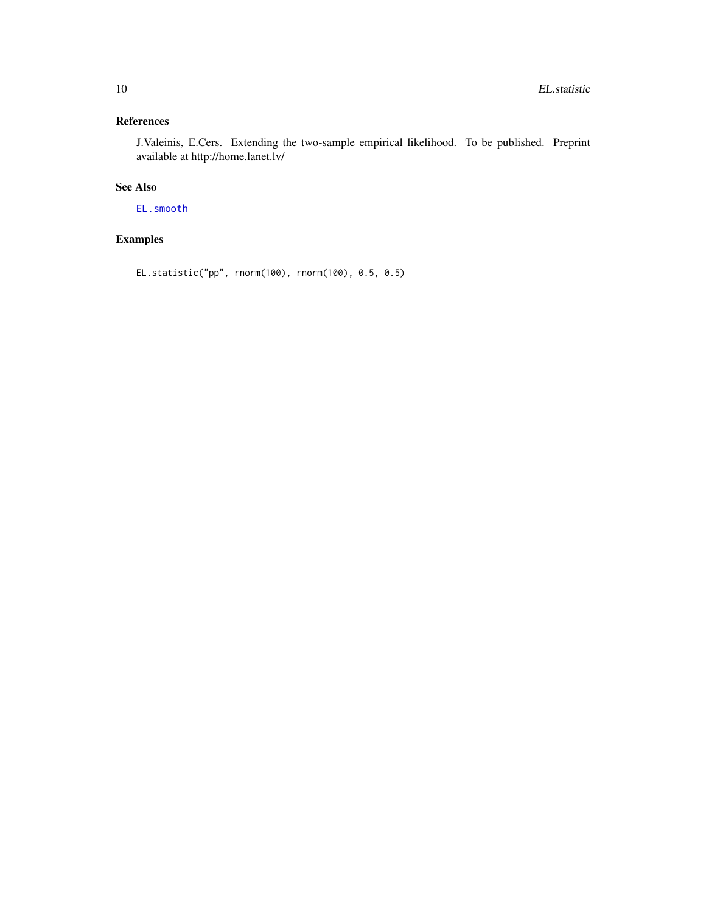### References

J.Valeinis, E.Cers. Extending the two-sample empirical likelihood. To be published. Preprint available at http://home.lanet.lv/

### See Also

EL.smooth

### Examples

```
EL.statistic("pp", rnorm(100), rnorm(100), 0.5, 0.5)
```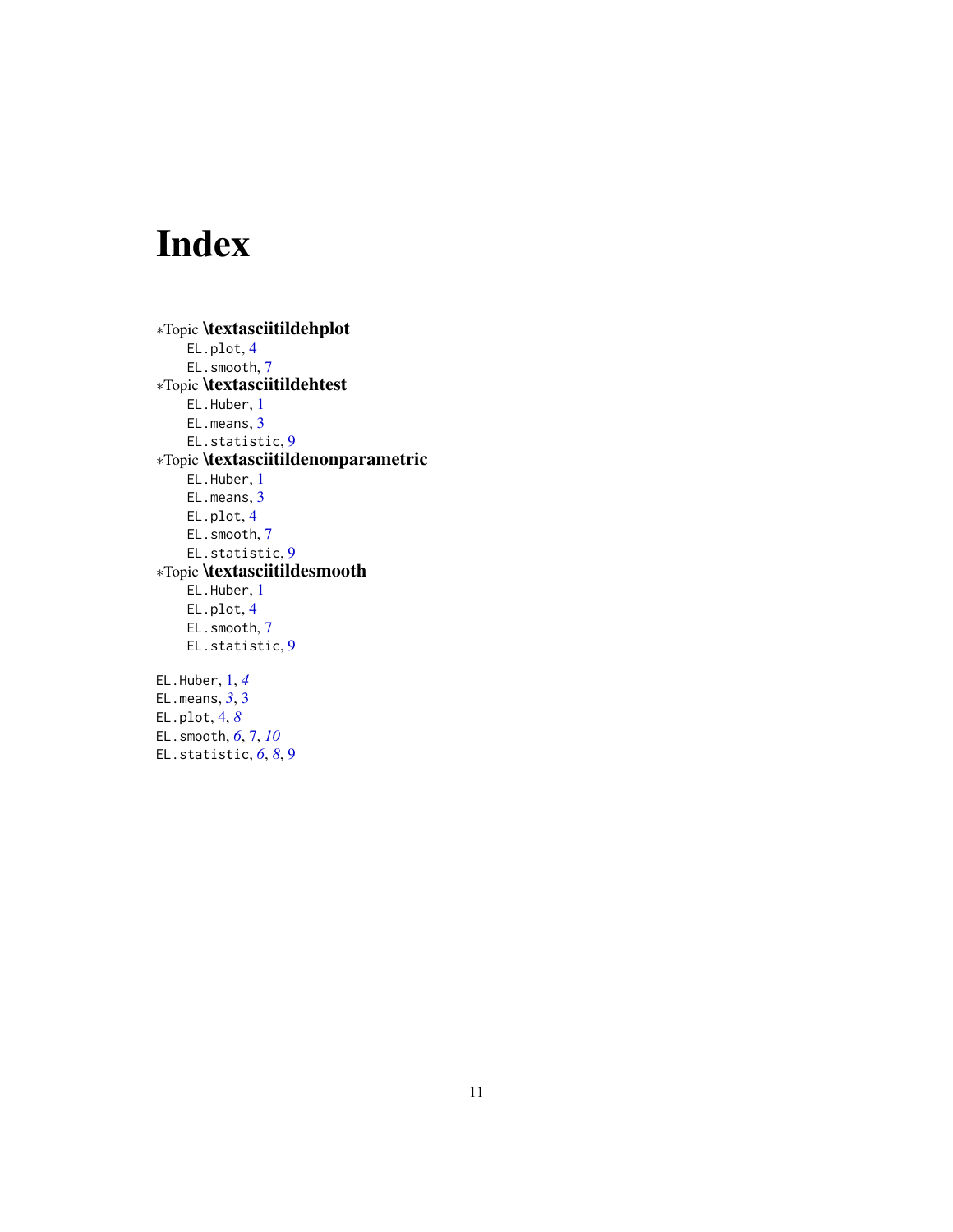# Index

∗Topic **\textasciitildehplot**
  EL.plot, 4
  EL.smooth, 7
∗Topic **\textasciitildehtest**
  EL.Huber, 1
  EL.means, 3
  EL.statistic, 9
∗Topic **\textasciitildenonparametric**
  EL.Huber, 1
  EL.means, 3
  EL.plot, 4
  EL.smooth, 7
  EL.statistic, 9
∗Topic **\textasciitildesmooth**
  EL.Huber, 1
  EL.plot, 4
  EL.smooth, 7
  EL.statistic, 9

EL.Huber, 1, *4*
EL.means, *3*, 3
EL.plot, 4, *8*
EL.smooth, *6*, 7, *10*
EL.statistic, *6*, *8*, 9